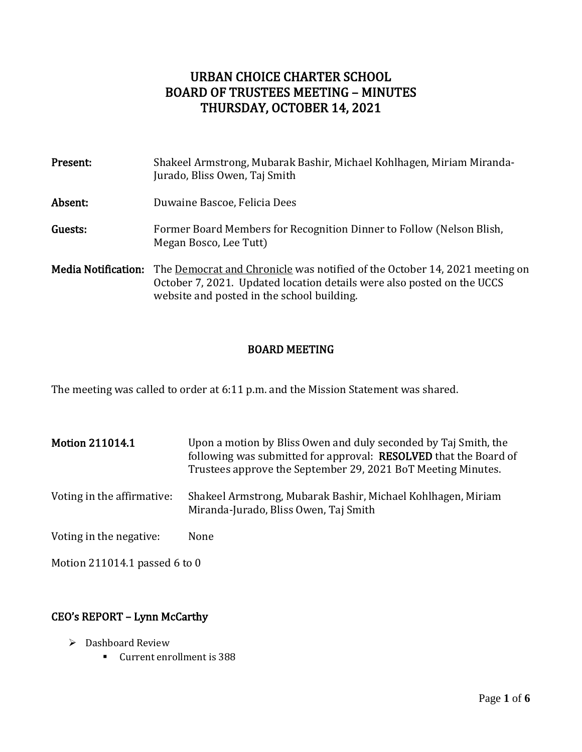# URBAN CHOICE CHARTER SCHOOL
# BOARD OF TRUSTEES MEETING – MINUTES
# THURSDAY, OCTOBER 14, 2021

**Present:** Shakeel Armstrong, Mubarak Bashir, Michael Kohlhagen, Miriam Miranda-Jurado, Bliss Owen, Taj Smith

**Absent:** Duwaine Bascoe, Felicia Dees

**Guests:** Former Board Members for Recognition Dinner to Follow (Nelson Blish, Megan Bosco, Lee Tutt)

**Media Notification:** The Democrat and Chronicle was notified of the October 14, 2021 meeting on October 7, 2021. Updated location details were also posted on the UCCS website and posted in the school building.

## BOARD MEETING

The meeting was called to order at 6:11 p.m. and the Mission Statement was shared.

**Motion 211014.1** Upon a motion by Bliss Owen and duly seconded by Taj Smith, the following was submitted for approval: **RESOLVED** that the Board of Trustees approve the September 29, 2021 BoT Meeting Minutes.

Voting in the affirmative: Shakeel Armstrong, Mubarak Bashir, Michael Kohlhagen, Miriam Miranda-Jurado, Bliss Owen, Taj Smith

Voting in the negative: None

Motion 211014.1 passed 6 to 0

## CEO's REPORT – Lynn McCarthy

- Dashboard Review
  - Current enrollment is 388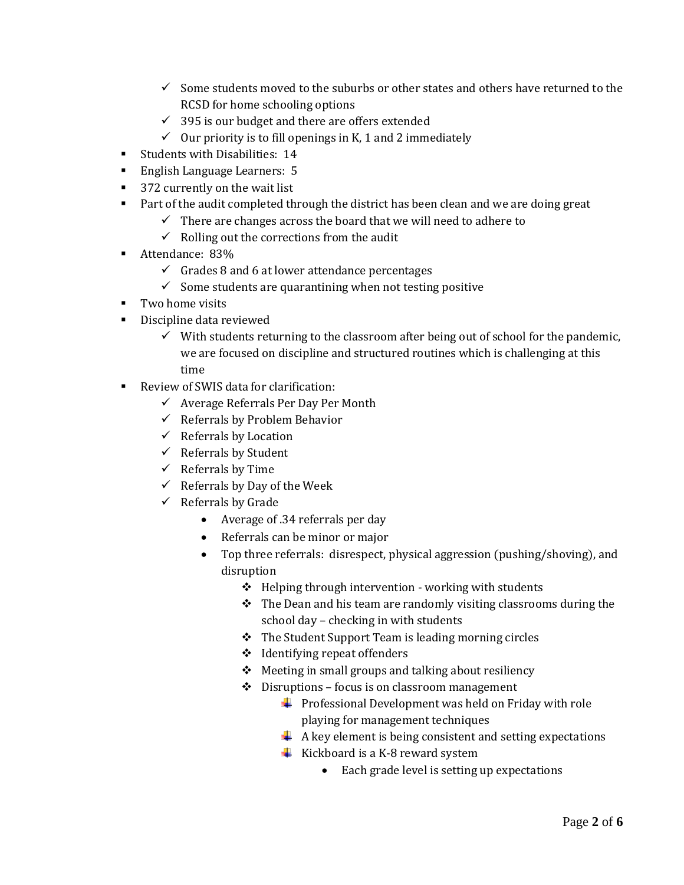- Some students moved to the suburbs or other states and others have returned to the RCSD for home schooling options
        - 395 is our budget and there are offers extended
        - Our priority is to fill openings in K, 1 and 2 immediately
- Students with Disabilities:  14
- English Language Learners:  5
- 372 currently on the wait list
- Part of the audit completed through the district has been clean and we are doing great
    - There are changes across the board that we will need to adhere to
    - Rolling out the corrections from the audit
- Attendance:  83%
    - Grades 8 and 6 at lower attendance percentages
    - Some students are quarantining when not testing positive
- Two home visits
- Discipline data reviewed
    - With students returning to the classroom after being out of school for the pandemic, we are focused on discipline and structured routines which is challenging at this time
- Review of SWIS data for clarification:
    - Average Referrals Per Day Per Month
    - Referrals by Problem Behavior
    - Referrals by Location
    - Referrals by Student
    - Referrals by Time
    - Referrals by Day of the Week
    - Referrals by Grade
        - Average of .34 referrals per day
        - Referrals can be minor or major
        - Top three referrals:  disrespect, physical aggression (pushing/shoving), and disruption
            - Helping through intervention - working with students
            - The Dean and his team are randomly visiting classrooms during the school day – checking in with students
            - The Student Support Team is leading morning circles
            - Identifying repeat offenders
            - Meeting in small groups and talking about resiliency
            - Disruptions – focus is on classroom management
                - Professional Development was held on Friday with role playing for management techniques
                - A key element is being consistent and setting expectations
                - Kickboard is a K-8 reward system
                    - Each grade level is setting up expectations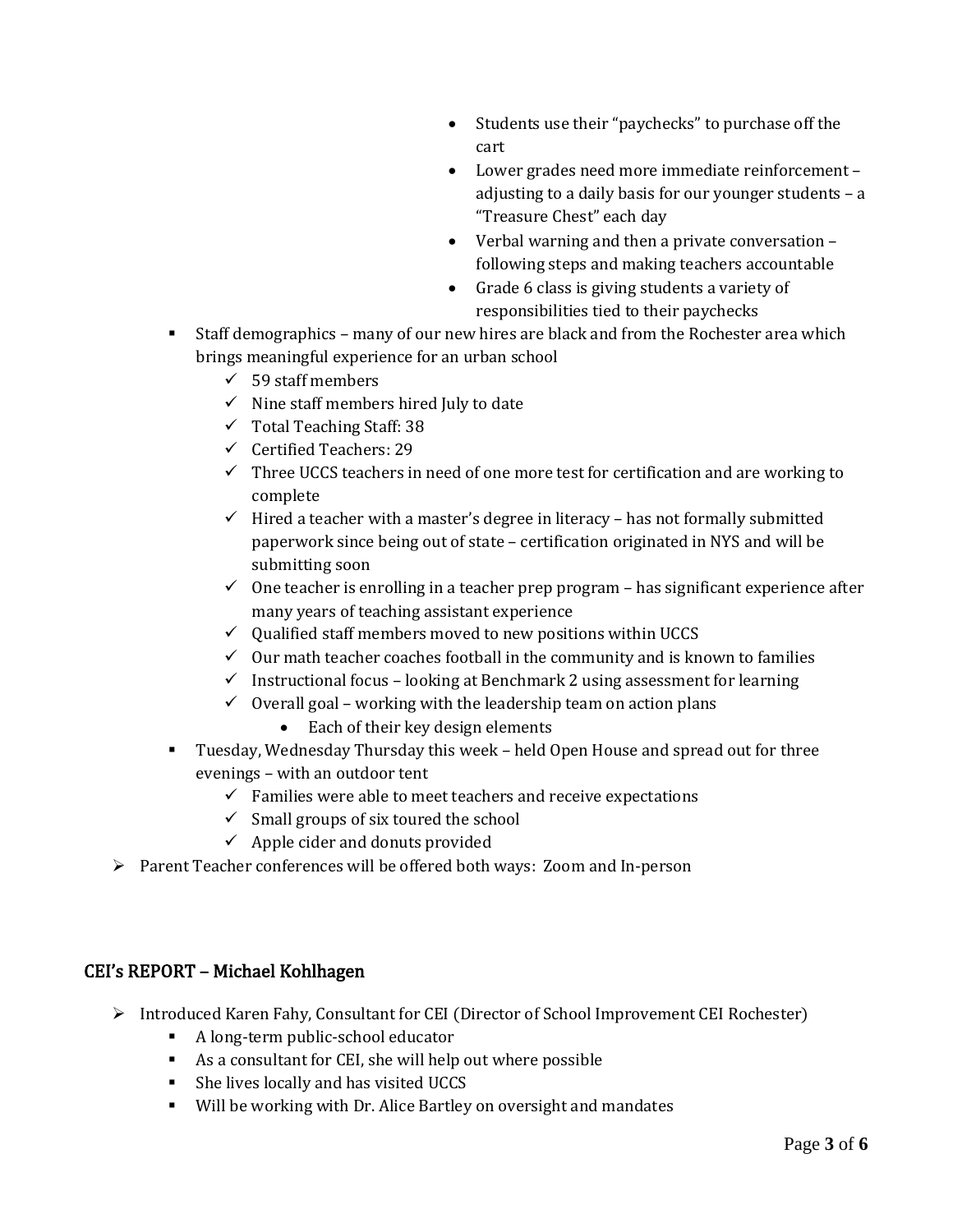- Students use their "paychecks" to purchase off the cart
                - Lower grades need more immediate reinforcement – adjusting to a daily basis for our younger students – a "Treasure Chest" each day
                - Verbal warning and then a private conversation – following steps and making teachers accountable
                - Grade 6 class is giving students a variety of responsibilities tied to their paychecks
    - Staff demographics – many of our new hires are black and from the Rochester area which brings meaningful experience for an urban school
        - ✓ 59 staff members
        - ✓ Nine staff members hired July to date
        - ✓ Total Teaching Staff: 38
        - ✓ Certified Teachers: 29
        - ✓ Three UCCS teachers in need of one more test for certification and are working to complete
        - ✓ Hired a teacher with a master's degree in literacy – has not formally submitted paperwork since being out of state – certification originated in NYS and will be submitting soon
        - ✓ One teacher is enrolling in a teacher prep program – has significant experience after many years of teaching assistant experience
        - ✓ Qualified staff members moved to new positions within UCCS
        - ✓ Our math teacher coaches football in the community and is known to families
        - ✓ Instructional focus – looking at Benchmark 2 using assessment for learning
        - ✓ Overall goal – working with the leadership team on action plans
            - Each of their key design elements
    - Tuesday, Wednesday Thursday this week – held Open House and spread out for three evenings – with an outdoor tent
        - ✓ Families were able to meet teachers and receive expectations
        - ✓ Small groups of six toured the school
        - ✓ Apple cider and donuts provided
- Parent Teacher conferences will be offered both ways: Zoom and In-person

## CEI's REPORT – Michael Kohlhagen

- Introduced Karen Fahy, Consultant for CEI (Director of School Improvement CEI Rochester)
    - A long-term public-school educator
    - As a consultant for CEI, she will help out where possible
    - She lives locally and has visited UCCS
    - Will be working with Dr. Alice Bartley on oversight and mandates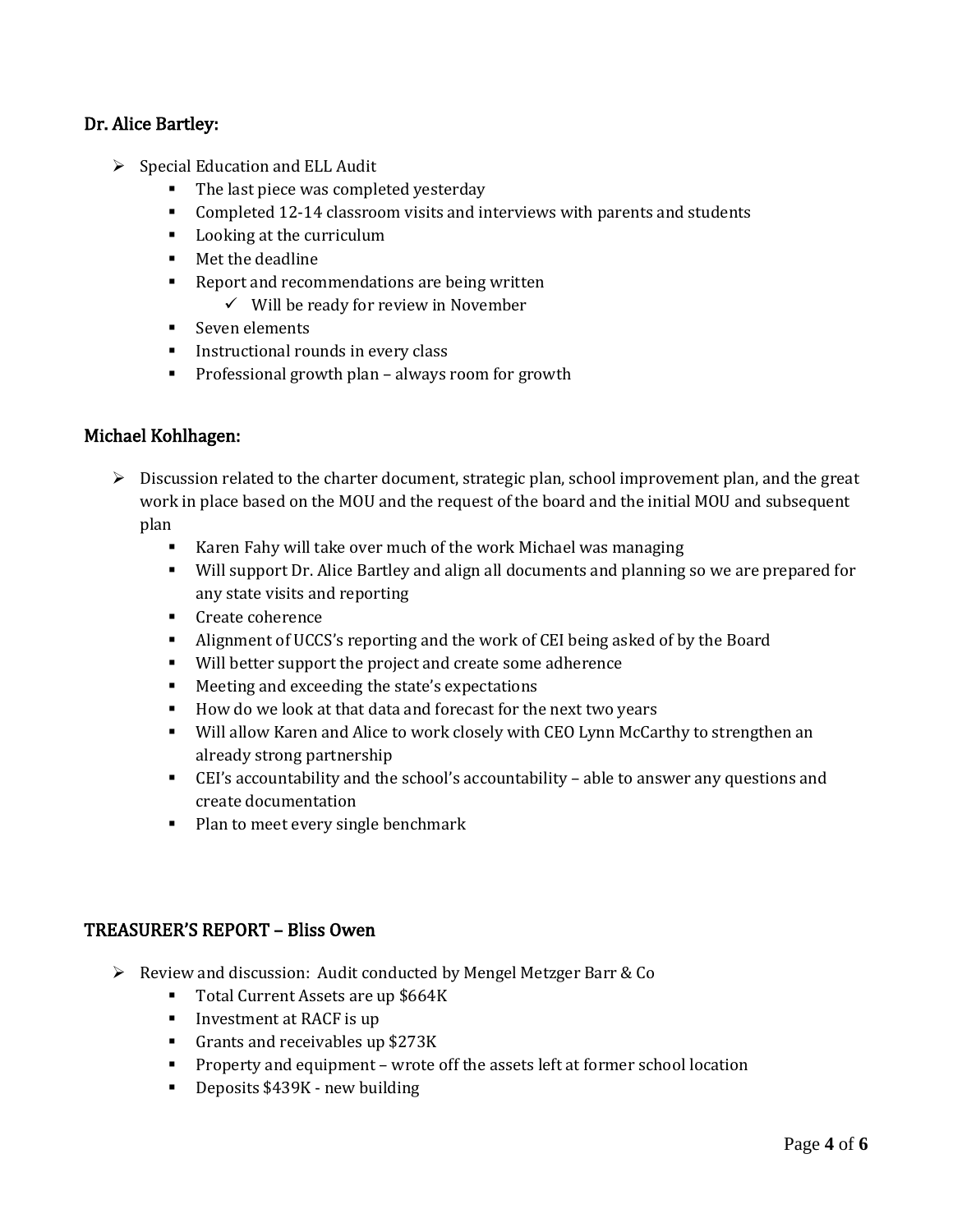### Dr. Alice Bartley:

- Special Education and ELL Audit
  - The last piece was completed yesterday
  - Completed 12-14 classroom visits and interviews with parents and students
  - Looking at the curriculum
  - Met the deadline
  - Report and recommendations are being written
    - ✓ Will be ready for review in November
  - Seven elements
  - Instructional rounds in every class
  - Professional growth plan – always room for growth

### Michael Kohlhagen:

- Discussion related to the charter document, strategic plan, school improvement plan, and the great work in place based on the MOU and the request of the board and the initial MOU and subsequent plan
  - Karen Fahy will take over much of the work Michael was managing
  - Will support Dr. Alice Bartley and align all documents and planning so we are prepared for any state visits and reporting
  - Create coherence
  - Alignment of UCCS's reporting and the work of CEI being asked of by the Board
  - Will better support the project and create some adherence
  - Meeting and exceeding the state's expectations
  - How do we look at that data and forecast for the next two years
  - Will allow Karen and Alice to work closely with CEO Lynn McCarthy to strengthen an already strong partnership
  - CEI's accountability and the school's accountability – able to answer any questions and create documentation
  - Plan to meet every single benchmark

### TREASURER'S REPORT – Bliss Owen

- Review and discussion: Audit conducted by Mengel Metzger Barr & Co
  - Total Current Assets are up $664K
  - Investment at RACF is up
  - Grants and receivables up $273K
  - Property and equipment – wrote off the assets left at former school location
  - Deposits $439K - new building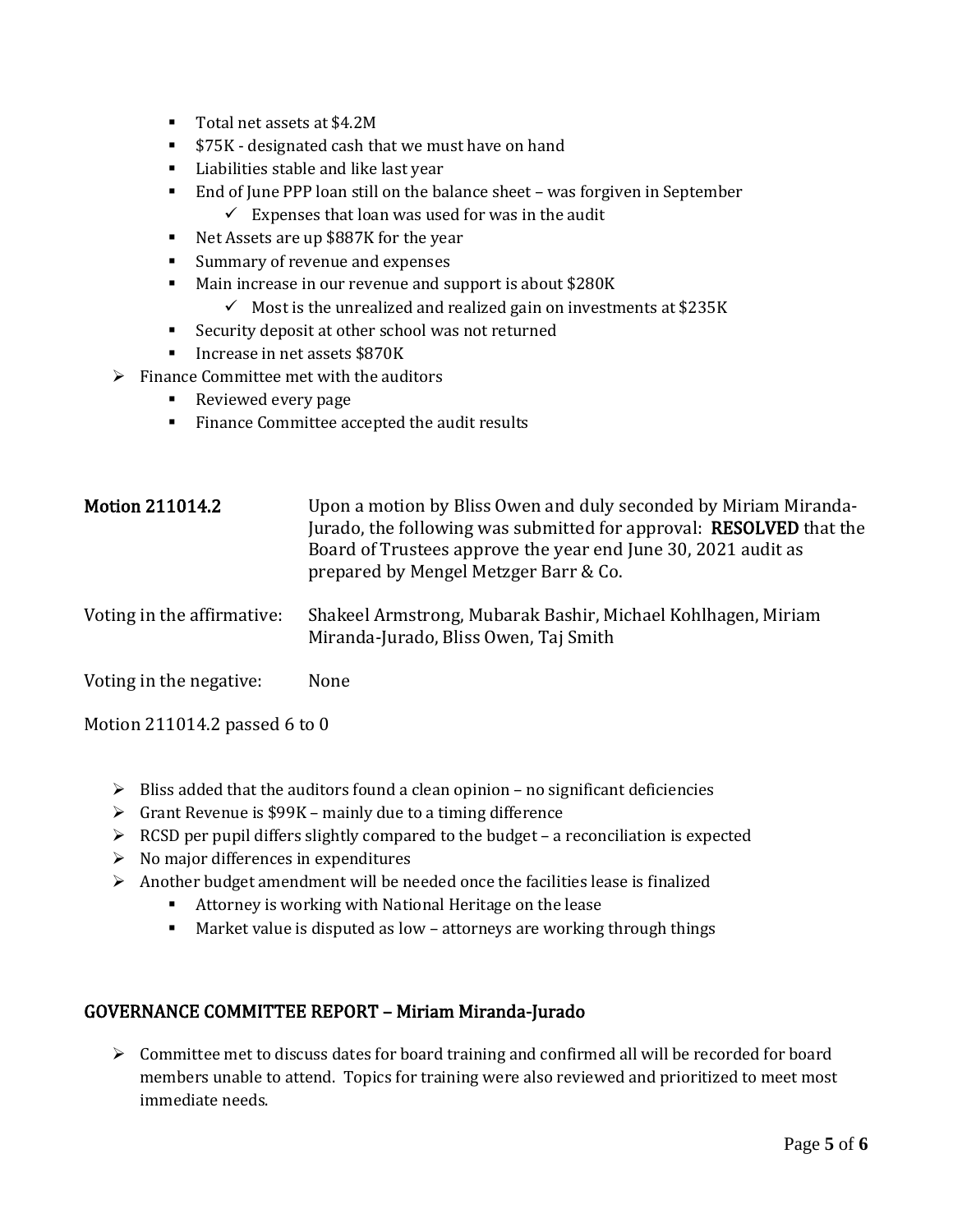- Total net assets at $4.2M
    - $75K - designated cash that we must have on hand
    - Liabilities stable and like last year
    - End of June PPP loan still on the balance sheet – was forgiven in September
      - ✓ Expenses that loan was used for was in the audit
    - Net Assets are up $887K for the year
    - Summary of revenue and expenses
    - Main increase in our revenue and support is about $280K
      - ✓ Most is the unrealized and realized gain on investments at $235K
    - Security deposit at other school was not returned
    - Increase in net assets $870K
- Finance Committee met with the auditors
    - Reviewed every page
    - Finance Committee accepted the audit results

| | |
|---|---|
| **Motion 211014.2** | Upon a motion by Bliss Owen and duly seconded by Miriam Miranda-Jurado, the following was submitted for approval: **RESOLVED** that the Board of Trustees approve the year end June 30, 2021 audit as prepared by Mengel Metzger Barr & Co. |
| Voting in the affirmative: | Shakeel Armstrong, Mubarak Bashir, Michael Kohlhagen, Miriam Miranda-Jurado, Bliss Owen, Taj Smith |
| Voting in the negative: | None |

Motion 211014.2 passed 6 to 0

- Bliss added that the auditors found a clean opinion – no significant deficiencies
- Grant Revenue is $99K – mainly due to a timing difference
- RCSD per pupil differs slightly compared to the budget – a reconciliation is expected
- No major differences in expenditures
- Another budget amendment will be needed once the facilities lease is finalized
    - Attorney is working with National Heritage on the lease
    - Market value is disputed as low – attorneys are working through things

## GOVERNANCE COMMITTEE REPORT – Miriam Miranda-Jurado

- Committee met to discuss dates for board training and confirmed all will be recorded for board members unable to attend. Topics for training were also reviewed and prioritized to meet most immediate needs.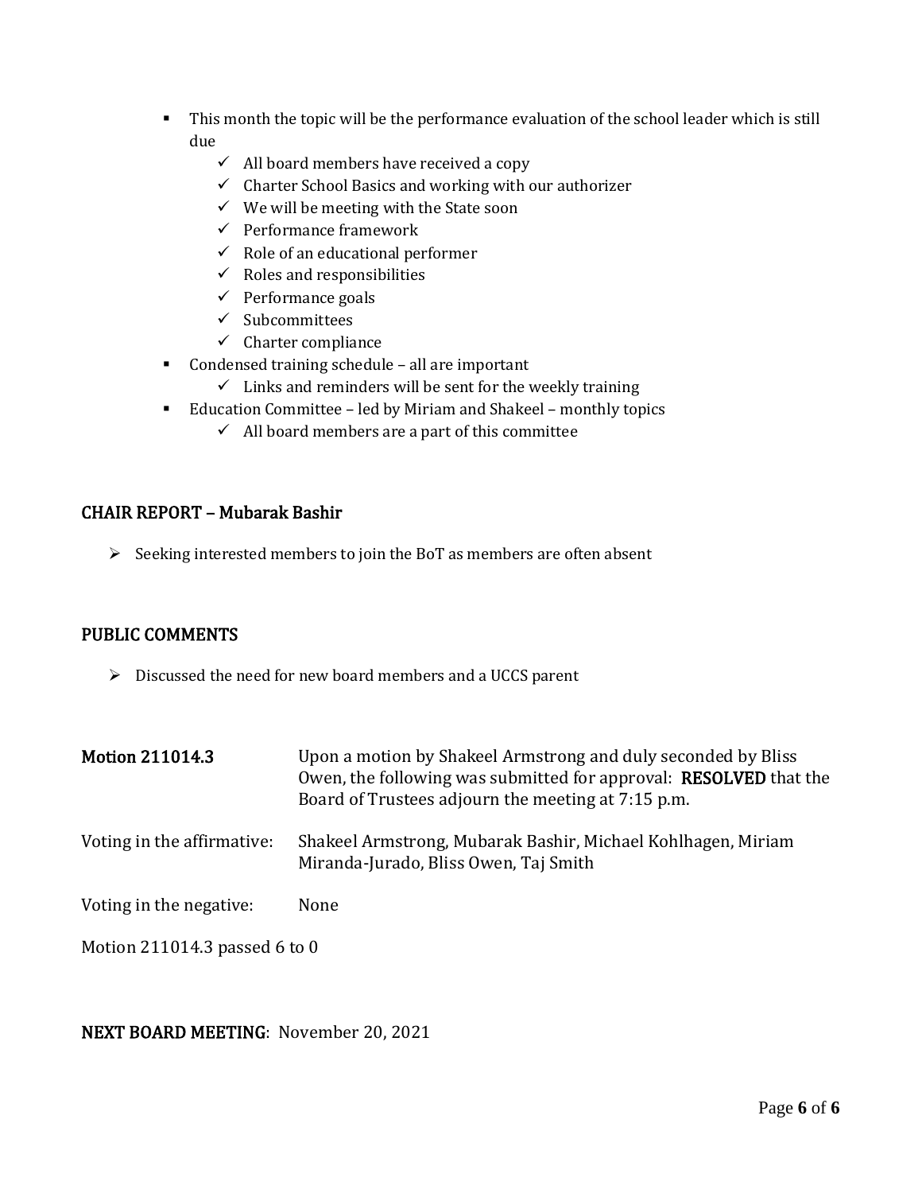- This month the topic will be the performance evaluation of the school leader which is still due
  - ✓ All board members have received a copy
  - ✓ Charter School Basics and working with our authorizer
  - ✓ We will be meeting with the State soon
  - ✓ Performance framework
  - ✓ Role of an educational performer
  - ✓ Roles and responsibilities
  - ✓ Performance goals
  - ✓ Subcommittees
  - ✓ Charter compliance
- Condensed training schedule – all are important
  - ✓ Links and reminders will be sent for the weekly training
- Education Committee – led by Miriam and Shakeel – monthly topics
  - ✓ All board members are a part of this committee

## CHAIR REPORT – Mubarak Bashir

- Seeking interested members to join the BoT as members are often absent

## PUBLIC COMMENTS

- Discussed the need for new board members and a UCCS parent

| | |
|---|---|
| **Motion 211014.3** | Upon a motion by Shakeel Armstrong and duly seconded by Bliss Owen, the following was submitted for approval: **RESOLVED** that the Board of Trustees adjourn the meeting at 7:15 p.m. |
| Voting in the affirmative: | Shakeel Armstrong, Mubarak Bashir, Michael Kohlhagen, Miriam Miranda-Jurado, Bliss Owen, Taj Smith |
| Voting in the negative: | None |

Motion 211014.3 passed 6 to 0

**NEXT BOARD MEETING**: November 20, 2021